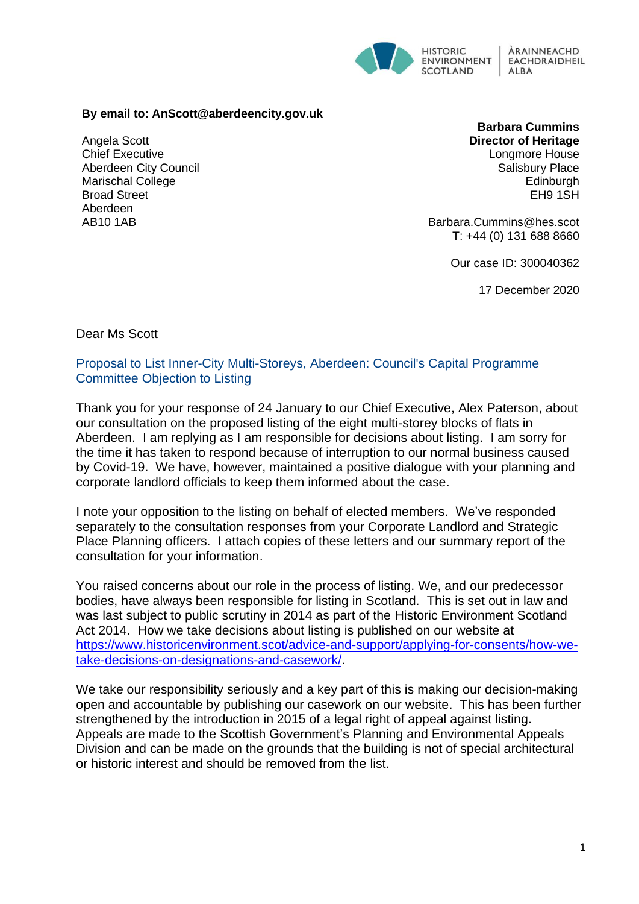HISTORIC ENVIRONMENT SCOTLAND | ÀRAINNEACHD EACHDRAIDHEIL ALBA

**By email to: AnScott@aberdeencity.gov.uk**

Angela Scott
Chief Executive
Aberdeen City Council
Marischal College
Broad Street
Aberdeen
AB10 1AB

**Barbara Cummins**
**Director of Heritage**
Longmore House
Salisbury Place
Edinburgh
EH9 1SH

Barbara.Cummins@hes.scot
T: +44 (0) 131 688 8660

Our case ID: 300040362

17 December 2020

Dear Ms Scott

## Proposal to List Inner-City Multi-Storeys, Aberdeen: Council's Capital Programme Committee Objection to Listing

Thank you for your response of 24 January to our Chief Executive, Alex Paterson, about our consultation on the proposed listing of the eight multi-storey blocks of flats in Aberdeen. I am replying as I am responsible for decisions about listing. I am sorry for the time it has taken to respond because of interruption to our normal business caused by Covid-19. We have, however, maintained a positive dialogue with your planning and corporate landlord officials to keep them informed about the case.

I note your opposition to the listing on behalf of elected members. We've responded separately to the consultation responses from your Corporate Landlord and Strategic Place Planning officers. I attach copies of these letters and our summary report of the consultation for your information.

You raised concerns about our role in the process of listing. We, and our predecessor bodies, have always been responsible for listing in Scotland. This is set out in law and was last subject to public scrutiny in 2014 as part of the Historic Environment Scotland Act 2014. How we take decisions about listing is published on our website at https://www.historicenvironment.scot/advice-and-support/applying-for-consents/how-we-take-decisions-on-designations-and-casework/.

We take our responsibility seriously and a key part of this is making our decision-making open and accountable by publishing our casework on our website. This has been further strengthened by the introduction in 2015 of a legal right of appeal against listing. Appeals are made to the Scottish Government's Planning and Environmental Appeals Division and can be made on the grounds that the building is not of special architectural or historic interest and should be removed from the list.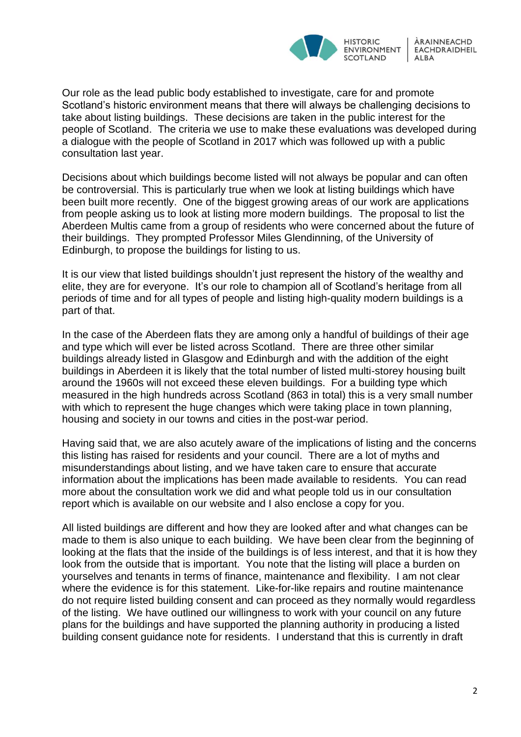Our role as the lead public body established to investigate, care for and promote Scotland's historic environment means that there will always be challenging decisions to take about listing buildings. These decisions are taken in the public interest for the people of Scotland. The criteria we use to make these evaluations was developed during a dialogue with the people of Scotland in 2017 which was followed up with a public consultation last year.

Decisions about which buildings become listed will not always be popular and can often be controversial. This is particularly true when we look at listing buildings which have been built more recently. One of the biggest growing areas of our work are applications from people asking us to look at listing more modern buildings. The proposal to list the Aberdeen Multis came from a group of residents who were concerned about the future of their buildings. They prompted Professor Miles Glendinning, of the University of Edinburgh, to propose the buildings for listing to us.

It is our view that listed buildings shouldn't just represent the history of the wealthy and elite, they are for everyone. It's our role to champion all of Scotland's heritage from all periods of time and for all types of people and listing high-quality modern buildings is a part of that.

In the case of the Aberdeen flats they are among only a handful of buildings of their age and type which will ever be listed across Scotland. There are three other similar buildings already listed in Glasgow and Edinburgh and with the addition of the eight buildings in Aberdeen it is likely that the total number of listed multi-storey housing built around the 1960s will not exceed these eleven buildings. For a building type which measured in the high hundreds across Scotland (863 in total) this is a very small number with which to represent the huge changes which were taking place in town planning, housing and society in our towns and cities in the post-war period.

Having said that, we are also acutely aware of the implications of listing and the concerns this listing has raised for residents and your council. There are a lot of myths and misunderstandings about listing, and we have taken care to ensure that accurate information about the implications has been made available to residents. You can read more about the consultation work we did and what people told us in our consultation report which is available on our website and I also enclose a copy for you.

All listed buildings are different and how they are looked after and what changes can be made to them is also unique to each building. We have been clear from the beginning of looking at the flats that the inside of the buildings is of less interest, and that it is how they look from the outside that is important. You note that the listing will place a burden on yourselves and tenants in terms of finance, maintenance and flexibility. I am not clear where the evidence is for this statement. Like-for-like repairs and routine maintenance do not require listed building consent and can proceed as they normally would regardless of the listing. We have outlined our willingness to work with your council on any future plans for the buildings and have supported the planning authority in producing a listed building consent guidance note for residents. I understand that this is currently in draft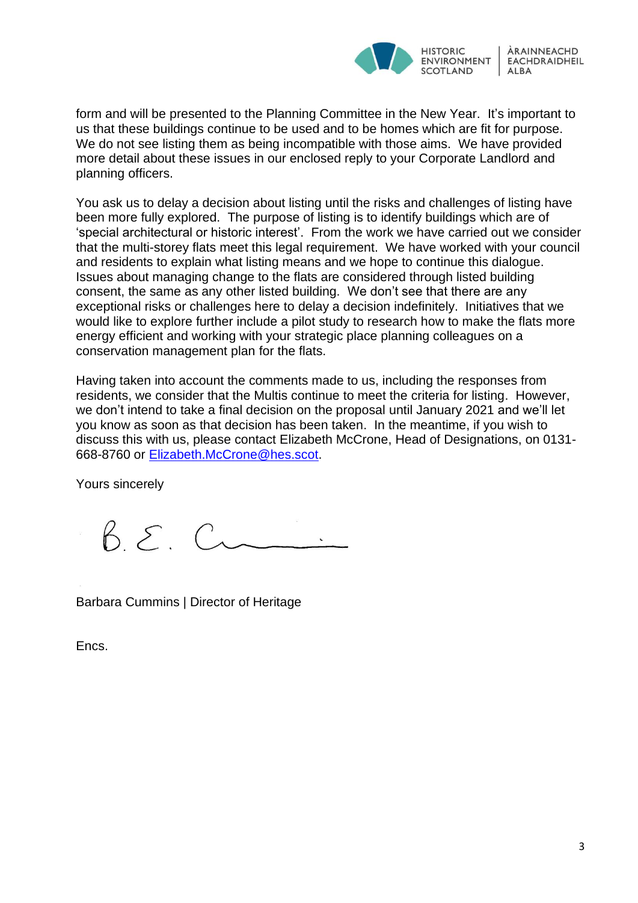form and will be presented to the Planning Committee in the New Year. It's important to us that these buildings continue to be used and to be homes which are fit for purpose. We do not see listing them as being incompatible with those aims. We have provided more detail about these issues in our enclosed reply to your Corporate Landlord and planning officers.

You ask us to delay a decision about listing until the risks and challenges of listing have been more fully explored. The purpose of listing is to identify buildings which are of 'special architectural or historic interest'. From the work we have carried out we consider that the multi-storey flats meet this legal requirement. We have worked with your council and residents to explain what listing means and we hope to continue this dialogue. Issues about managing change to the flats are considered through listed building consent, the same as any other listed building. We don't see that there are any exceptional risks or challenges here to delay a decision indefinitely. Initiatives that we would like to explore further include a pilot study to research how to make the flats more energy efficient and working with your strategic place planning colleagues on a conservation management plan for the flats.

Having taken into account the comments made to us, including the responses from residents, we consider that the Multis continue to meet the criteria for listing. However, we don't intend to take a final decision on the proposal until January 2021 and we'll let you know as soon as that decision has been taken. In the meantime, if you wish to discuss this with us, please contact Elizabeth McCrone, Head of Designations, on 0131-668-8760 or [Elizabeth.McCrone@hes.scot](mailto:Elizabeth.McCrone@hes.scot).

Yours sincerely

B. E. C

Barbara Cummins | Director of Heritage

Encs.